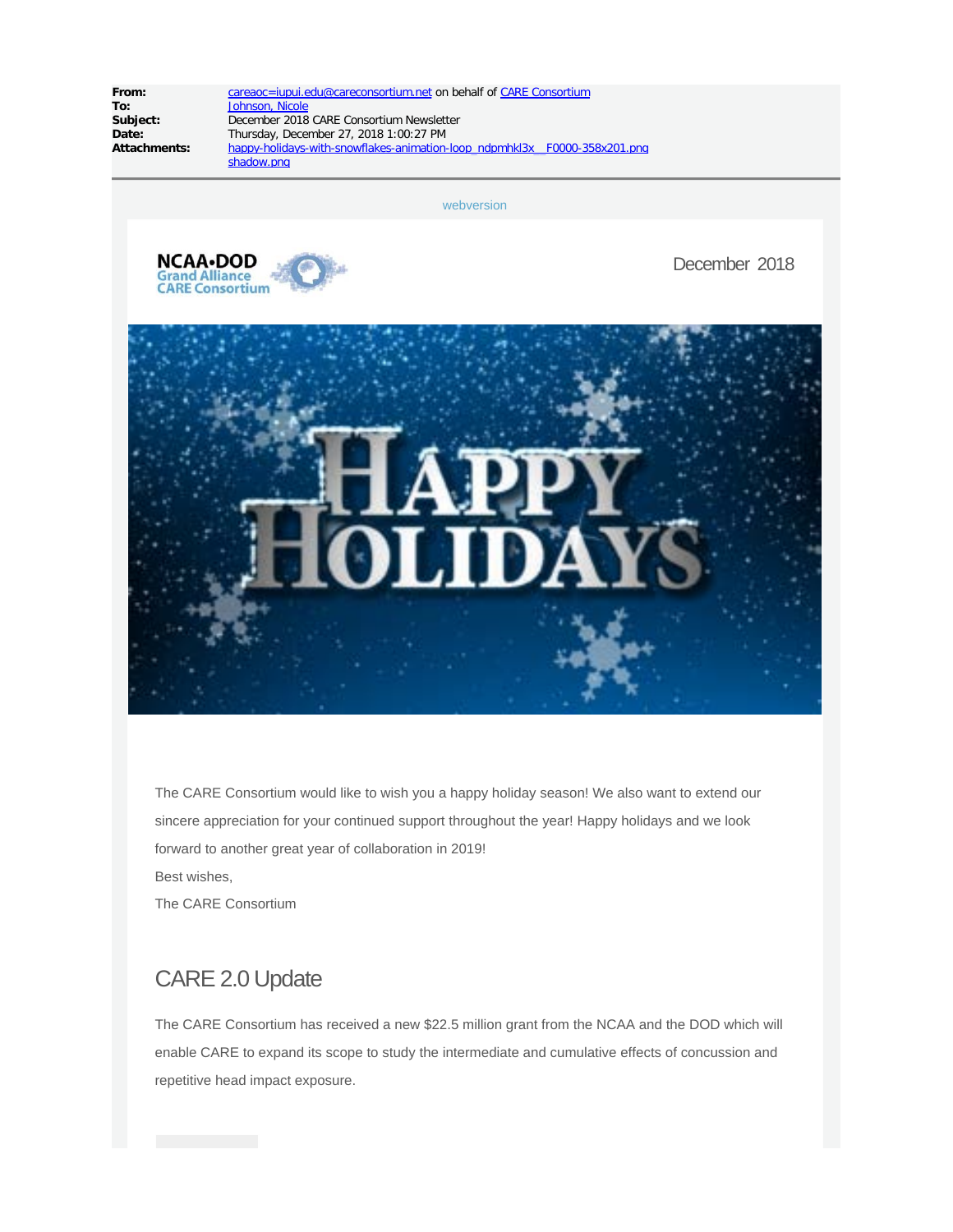| | |
|---|---|
| **From:** | careaoc=iupui.edu@careconsortium.net on behalf of CARE Consortium |
| **To:** | Johnson, Nicole |
| **Subject:** | December 2018 CARE Consortium Newsletter |
| **Date:** | Thursday, December 27, 2018 1:00:27 PM |
| **Attachments:** | happy-holidays-with-snowflakes-animation-loop_ndpmhkl3x__F0000-358x201.png<br>shadow.png |

webversion

NCAA•DOD Grand Alliance CARE Consortium

December 2018

HAPPY HOLIDAYS

The CARE Consortium would like to wish you a happy holiday season! We also want to extend our sincere appreciation for your continued support throughout the year! Happy holidays and we look forward to another great year of collaboration in 2019!

Best wishes,

The CARE Consortium

## CARE 2.0 Update

The CARE Consortium has received a new $22.5 million grant from the NCAA and the DOD which will enable CARE to expand its scope to study the intermediate and cumulative effects of concussion and repetitive head impact exposure.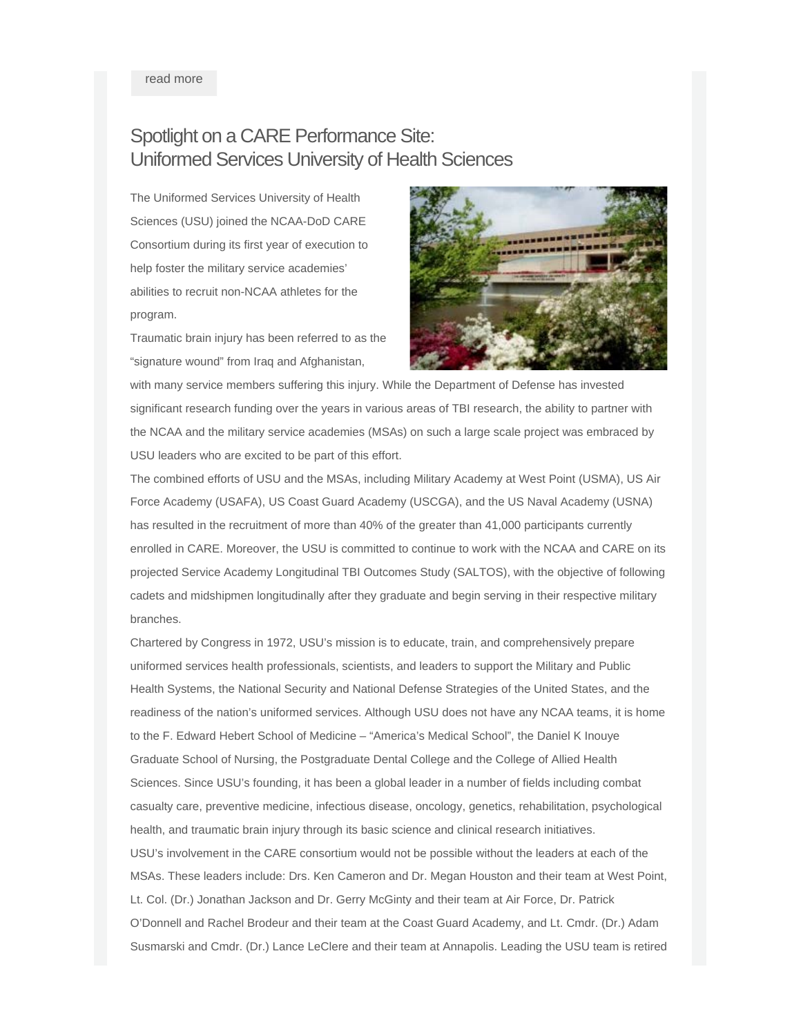read more

## Spotlight on a CARE Performance Site: Uniformed Services University of Health Sciences

The Uniformed Services University of Health Sciences (USU) joined the NCAA-DoD CARE Consortium during its first year of execution to help foster the military service academies' abilities to recruit non-NCAA athletes for the program.

Traumatic brain injury has been referred to as the "signature wound" from Iraq and Afghanistan, with many service members suffering this injury. While the Department of Defense has invested significant research funding over the years in various areas of TBI research, the ability to partner with the NCAA and the military service academies (MSAs) on such a large scale project was embraced by USU leaders who are excited to be part of this effort.

The combined efforts of USU and the MSAs, including Military Academy at West Point (USMA), US Air Force Academy (USAFA), US Coast Guard Academy (USCGA), and the US Naval Academy (USNA) has resulted in the recruitment of more than 40% of the greater than 41,000 participants currently enrolled in CARE. Moreover, the USU is committed to continue to work with the NCAA and CARE on its projected Service Academy Longitudinal TBI Outcomes Study (SALTOS), with the objective of following cadets and midshipmen longitudinally after they graduate and begin serving in their respective military branches.

Chartered by Congress in 1972, USU's mission is to educate, train, and comprehensively prepare uniformed services health professionals, scientists, and leaders to support the Military and Public Health Systems, the National Security and National Defense Strategies of the United States, and the readiness of the nation's uniformed services. Although USU does not have any NCAA teams, it is home to the F. Edward Hebert School of Medicine – "America's Medical School", the Daniel K Inouye Graduate School of Nursing, the Postgraduate Dental College and the College of Allied Health Sciences. Since USU's founding, it has been a global leader in a number of fields including combat casualty care, preventive medicine, infectious disease, oncology, genetics, rehabilitation, psychological health, and traumatic brain injury through its basic science and clinical research initiatives.

USU's involvement in the CARE consortium would not be possible without the leaders at each of the MSAs. These leaders include: Drs. Ken Cameron and Dr. Megan Houston and their team at West Point, Lt. Col. (Dr.) Jonathan Jackson and Dr. Gerry McGinty and their team at Air Force, Dr. Patrick O'Donnell and Rachel Brodeur and their team at the Coast Guard Academy, and Lt. Cmdr. (Dr.) Adam Susmarski and Cmdr. (Dr.) Lance LeClere and their team at Annapolis. Leading the USU team is retired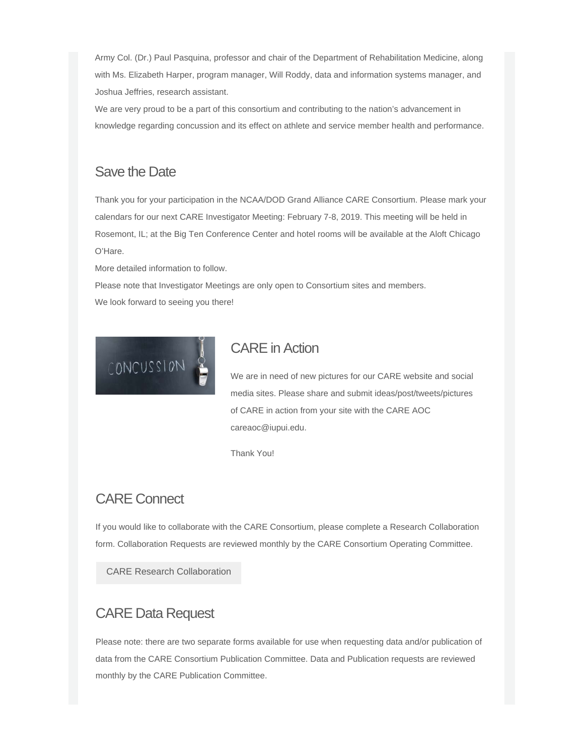Army Col. (Dr.) Paul Pasquina, professor and chair of the Department of Rehabilitation Medicine, along with Ms. Elizabeth Harper, program manager, Will Roddy, data and information systems manager, and Joshua Jeffries, research assistant.

We are very proud to be a part of this consortium and contributing to the nation's advancement in knowledge regarding concussion and its effect on athlete and service member health and performance.

## Save the Date

Thank you for your participation in the NCAA/DOD Grand Alliance CARE Consortium. Please mark your calendars for our next CARE Investigator Meeting: February 7-8, 2019. This meeting will be held in Rosemont, IL; at the Big Ten Conference Center and hotel rooms will be available at the Aloft Chicago O'Hare.

More detailed information to follow.

Please note that Investigator Meetings are only open to Consortium sites and members.

We look forward to seeing you there!

## CARE in Action

We are in need of new pictures for our CARE website and social media sites. Please share and submit ideas/post/tweets/pictures of CARE in action from your site with the CARE AOC careaoc@iupui.edu.

Thank You!

## CARE Connect

If you would like to collaborate with the CARE Consortium, please complete a Research Collaboration form. Collaboration Requests are reviewed monthly by the CARE Consortium Operating Committee.

CARE Research Collaboration

## CARE Data Request

Please note: there are two separate forms available for use when requesting data and/or publication of data from the CARE Consortium Publication Committee. Data and Publication requests are reviewed monthly by the CARE Publication Committee.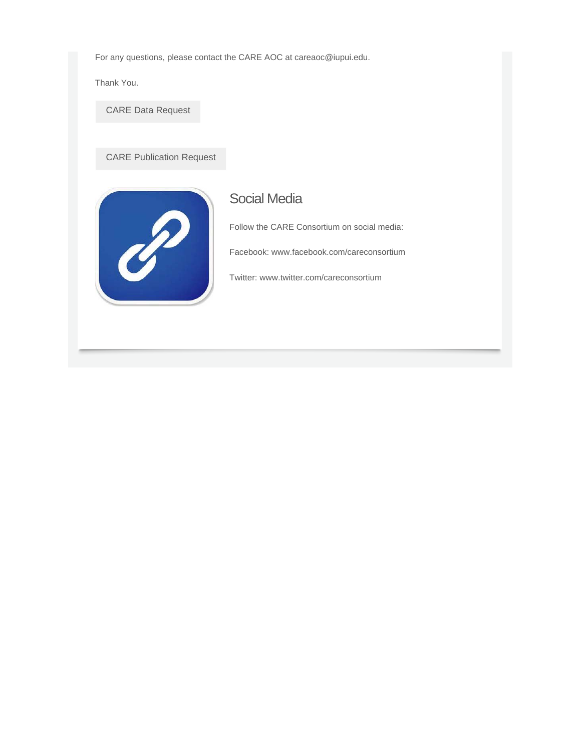For any questions, please contact the CARE AOC at careaoc@iupui.edu.

Thank You.

CARE Data Request

CARE Publication Request

## Social Media

Follow the CARE Consortium on social media:

Facebook: www.facebook.com/careconsortium

Twitter: www.twitter.com/careconsortium